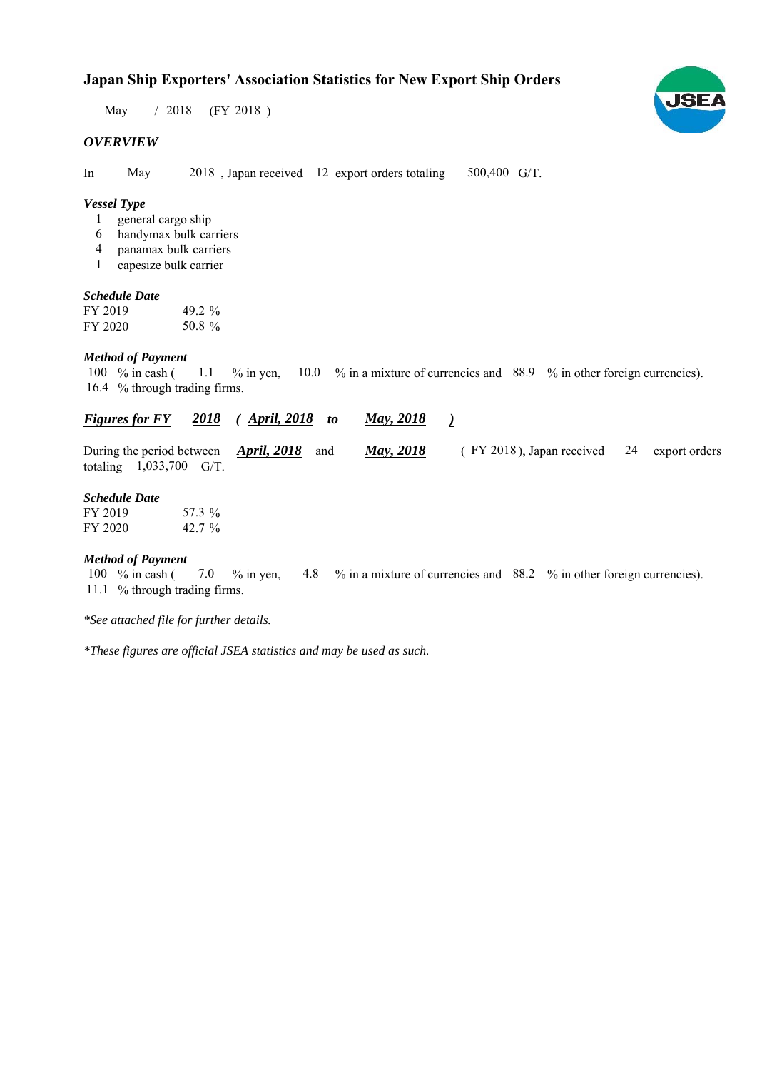# Japan Ship Exporters' Association Statistics for New Export Ship Orders

May / 2018 (FY 2018 )

## *OVERVIEW*

In May 2018 , Japan received 12 export orders totaling 500,400 G/T.

### *Vessel Type*

1 general cargo ship
6 handymax bulk carriers
4 panamax bulk carriers
1 capesize bulk carrier

### *Schedule Date*

| | |
|---|---|
| FY 2019 | 49.2 % |
| FY 2020 | 50.8 % |

### *Method of Payment*

100 % in cash ( 1.1 % in yen, 10.0 % in a mixture of currencies and 88.9 % in other foreign currencies).
16.4 % through trading firms.

## *Figures for FY 2018 ( April, 2018 to May, 2018 )*

During the period between ***April, 2018*** and ***May, 2018*** ( FY 2018 ), Japan received 24 export orders totaling 1,033,700 G/T.

### *Schedule Date*

| | |
|---|---|
| FY 2019 | 57.3 % |
| FY 2020 | 42.7 % |

### *Method of Payment*

100 % in cash ( 7.0 % in yen, 4.8 % in a mixture of currencies and 88.2 % in other foreign currencies).
11.1 % through trading firms.

*\*See attached file for further details.*

*\*These figures are official JSEA statistics and may be used as such.*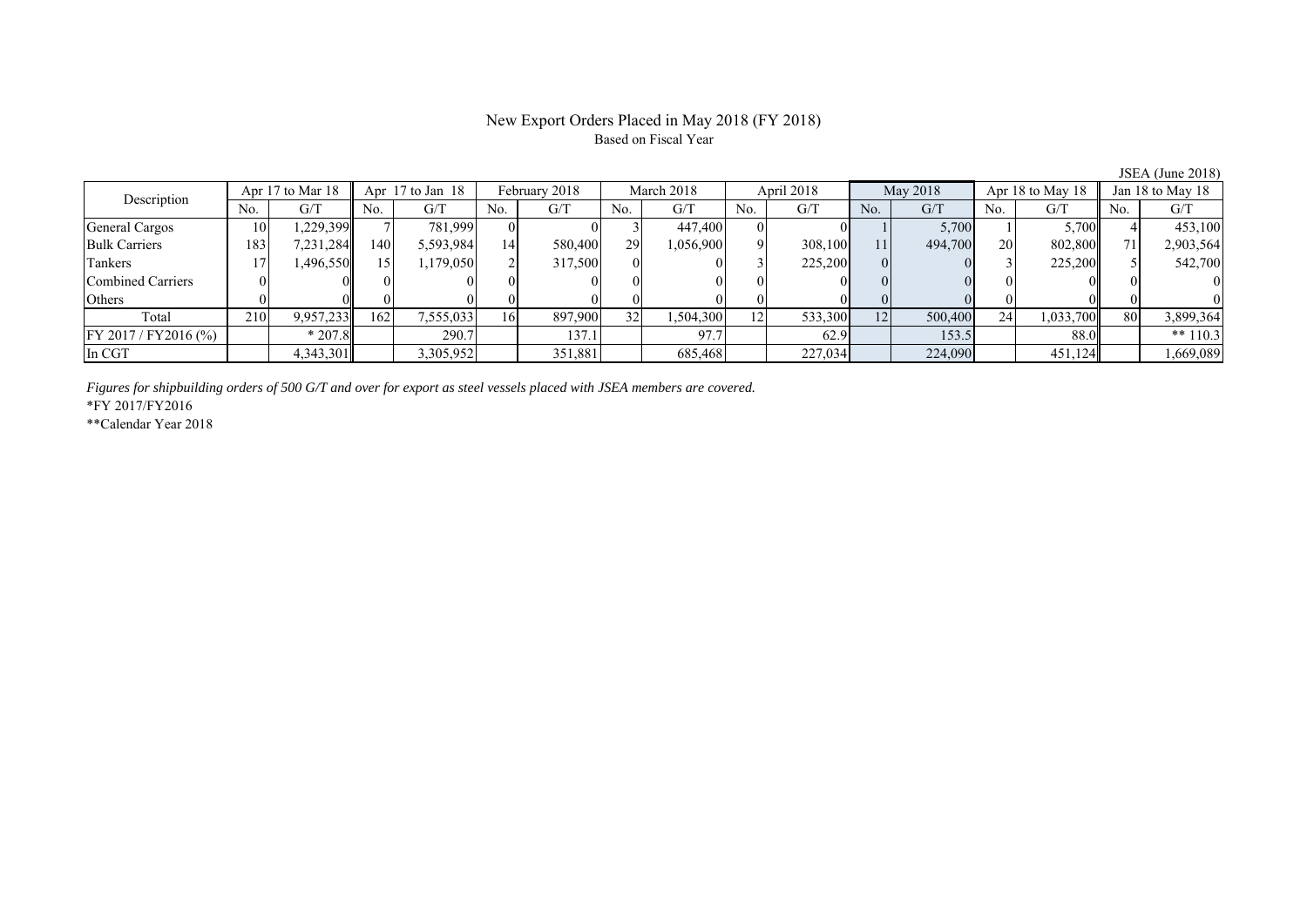# New Export Orders Placed in May 2018 (FY 2018)

Based on Fiscal Year

JSEA (June 2018)

| Description | Apr 17 to Mar 18 | | Apr 17 to Jan 18 | | February 2018 | | March 2018 | | April 2018 | | May 2018 | | Apr 18 to May 18 | | Jan 18 to May 18 | |
|---|---|---|---|---|---|---|---|---|---|---|---|---|---|---|---|---|
| | No. | G/T | No. | G/T | No. | G/T | No. | G/T | No. | G/T | No. | G/T | No. | G/T | No. | G/T |
| General Cargos | 10 | 1,229,399 | 7 | 781,999 | 0 | 0 | 3 | 447,400 | 0 | 0 | 1 | 5,700 | 1 | 5,700 | 4 | 453,100 |
| Bulk Carriers | 183 | 7,231,284 | 140 | 5,593,984 | 14 | 580,400 | 29 | 1,056,900 | 9 | 308,100 | 11 | 494,700 | 20 | 802,800 | 71 | 2,903,564 |
| Tankers | 17 | 1,496,550 | 15 | 1,179,050 | 2 | 317,500 | 0 | 0 | 3 | 225,200 | 0 | 0 | 3 | 225,200 | 5 | 542,700 |
| Combined Carriers | 0 | 0 | 0 | 0 | 0 | 0 | 0 | 0 | 0 | 0 | 0 | 0 | 0 | 0 | 0 | 0 |
| Others | 0 | 0 | 0 | 0 | 0 | 0 | 0 | 0 | 0 | 0 | 0 | 0 | 0 | 0 | 0 | 0 |
| Total | 210 | 9,957,233 | 162 | 7,555,033 | 16 | 897,900 | 32 | 1,504,300 | 12 | 533,300 | 12 | 500,400 | 24 | 1,033,700 | 80 | 3,899,364 |
| FY 2017 / FY2016 (%) | | * 207.8 | | 290.7 | | 137.1 | | 97.7 | | 62.9 | | 153.5 | | 88.0 | | ** 110.3 |
| In CGT | | 4,343,301 | | 3,305,952 | | 351,881 | | 685,468 | | 227,034 | | 224,090 | | 451,124 | | 1,669,089 |

*Figures for shipbuilding orders of 500 G/T and over for export as steel vessels placed with JSEA members are covered.*

*FY 2017/FY2016

**Calendar Year 2018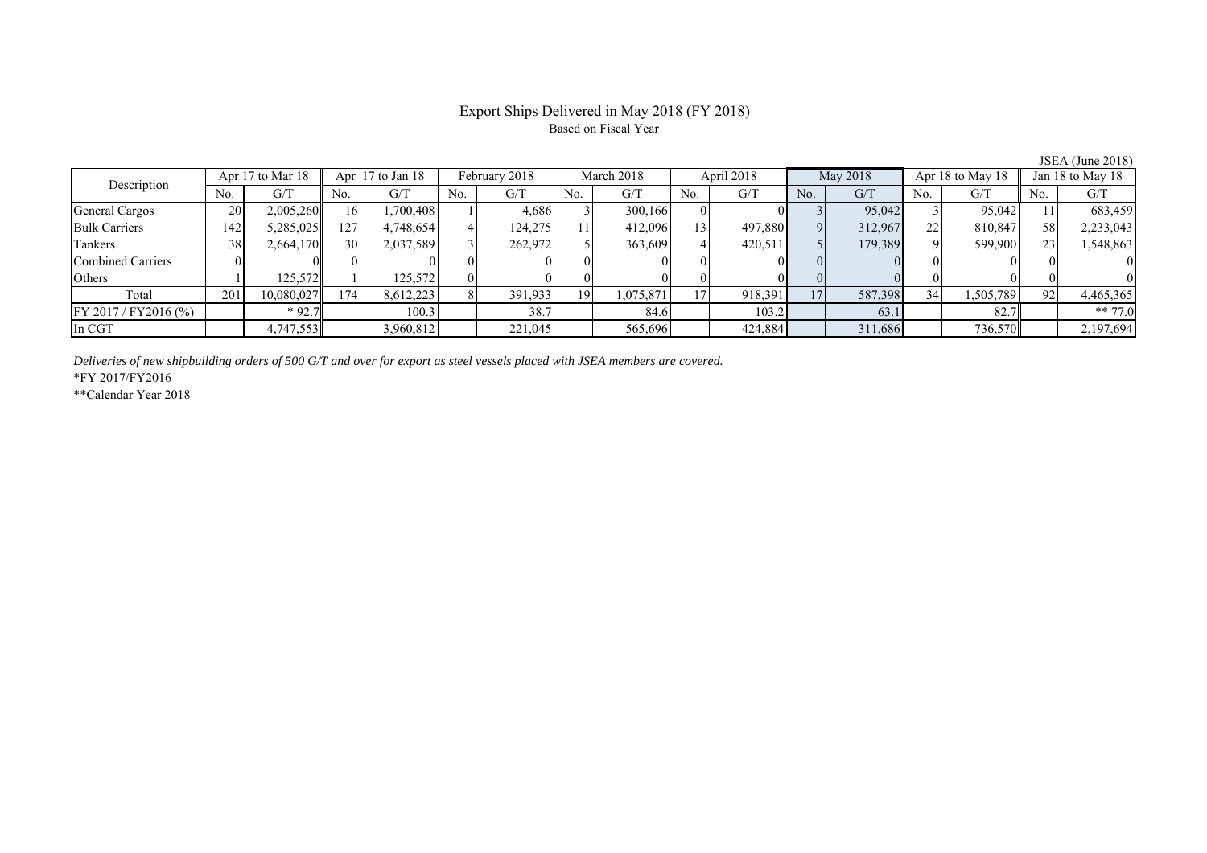# Export Ships Delivered in May 2018 (FY 2018)

Based on Fiscal Year

JSEA (June 2018)

| Description | Apr 17 to Mar 18 | | Apr 17 to Jan 18 | | February 2018 | | March 2018 | | April 2018 | | May 2018 | | Apr 18 to May 18 | | Jan 18 to May 18 | |
|---|---|---|---|---|---|---|---|---|---|---|---|---|---|---|---|---|
| | No. | G/T | No. | G/T | No. | G/T | No. | G/T | No. | G/T | No. | G/T | No. | G/T | No. | G/T |
| General Cargos | 20 | 2,005,260 | 16 | 1,700,408 | 1 | 4,686 | 3 | 300,166 | 0 | 0 | 3 | 95,042 | 3 | 95,042 | 11 | 683,459 |
| Bulk Carriers | 142 | 5,285,025 | 127 | 4,748,654 | 4 | 124,275 | 11 | 412,096 | 13 | 497,880 | 9 | 312,967 | 22 | 810,847 | 58 | 2,233,043 |
| Tankers | 38 | 2,664,170 | 30 | 2,037,589 | 3 | 262,972 | 5 | 363,609 | 4 | 420,511 | 5 | 179,389 | 9 | 599,900 | 23 | 1,548,863 |
| Combined Carriers | 0 | 0 | 0 | 0 | 0 | 0 | 0 | 0 | 0 | 0 | 0 | 0 | 0 | 0 | 0 | 0 |
| Others | 1 | 125,572 | 1 | 125,572 | 0 | 0 | 0 | 0 | 0 | 0 | 0 | 0 | 0 | 0 | 0 | 0 |
| Total | 201 | 10,080,027 | 174 | 8,612,223 | 8 | 391,933 | 19 | 1,075,871 | 17 | 918,391 | 17 | 587,398 | 34 | 1,505,789 | 92 | 4,465,365 |
| FY 2017 / FY2016 (%) | | * 92.7 | | 100.3 | | 38.7 | | 84.6 | | 103.2 | | 63.1 | | 82.7 | | ** 77.0 |
| In CGT | | 4,747,553 | | 3,960,812 | | 221,045 | | 565,696 | | 424,884 | | 311,686 | | 736,570 | | 2,197,694 |

*Deliveries of new shipbuilding orders of 500 G/T and over for export as steel vessels placed with JSEA members are covered.*

*FY 2017/FY2016

**Calendar Year 2018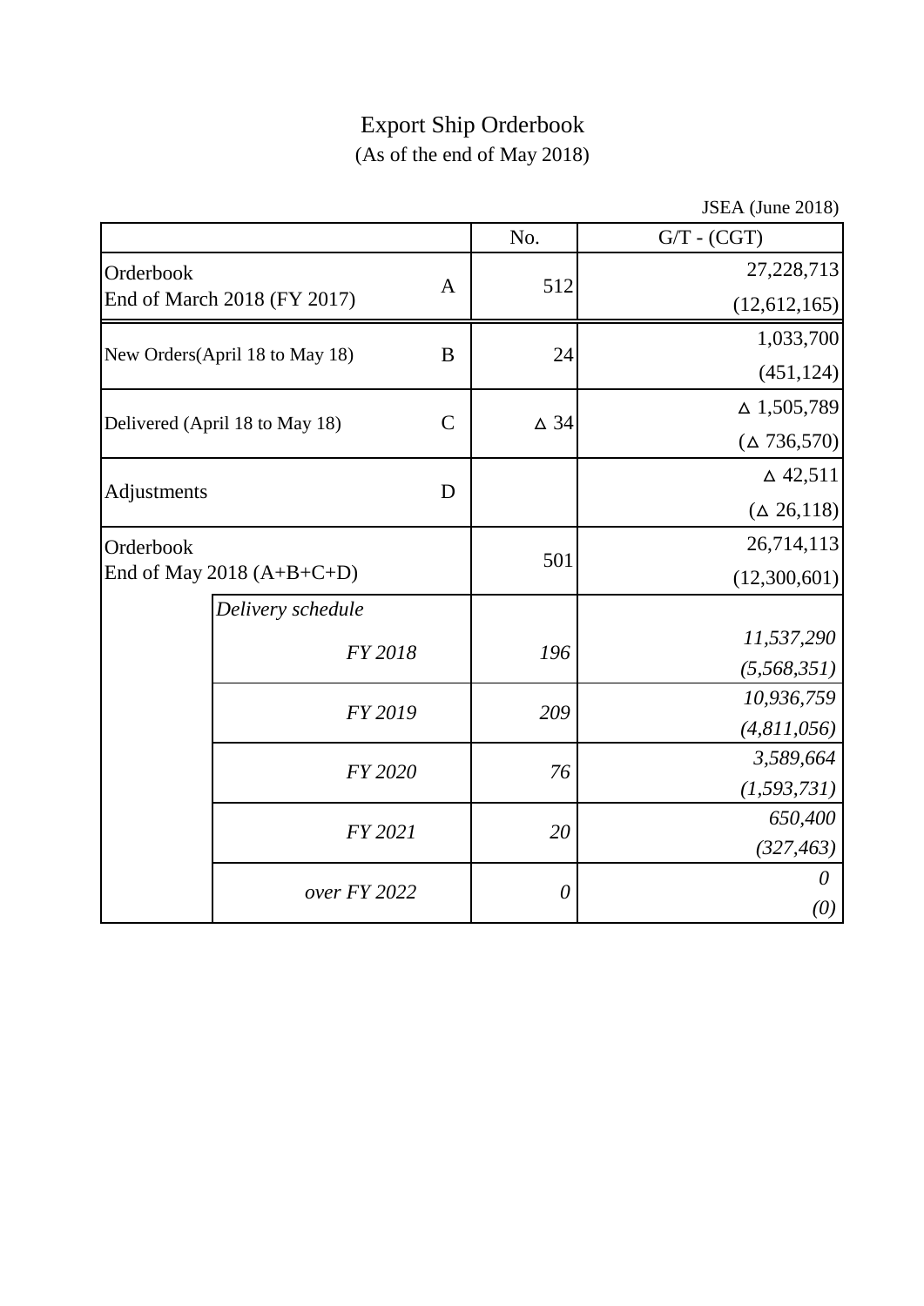# Export Ship Orderbook

(As of the end of May 2018)

JSEA (June 2018)

| | | | No. | G/T - (CGT) |
|---|---|---|---|---|
| Orderbook<br>End of March 2018 (FY 2017) | | A | 512 | 27,228,713<br>(12,612,165) |
| New Orders(April 18 to May 18) | | B | 24 | 1,033,700<br>(451,124) |
| Delivered (April 18 to May 18) | | C | ∆ 34 | ∆ 1,505,789<br>(∆ 736,570) |
| Adjustments | | D | | ∆ 42,511<br>(∆ 26,118) |
| Orderbook<br>End of May 2018 (A+B+C+D) | | | 501 | 26,714,113<br>(12,300,601) |
| | *Delivery schedule* | | | |
| | *FY 2018* | | *196* | *11,537,290*<br>*(5,568,351)* |
| | *FY 2019* | | *209* | *10,936,759*<br>*(4,811,056)* |
| | *FY 2020* | | *76* | *3,589,664*<br>*(1,593,731)* |
| | *FY 2021* | | *20* | *650,400*<br>*(327,463)* |
| | *over FY 2022* | | *0* | *0*<br>*(0)* |